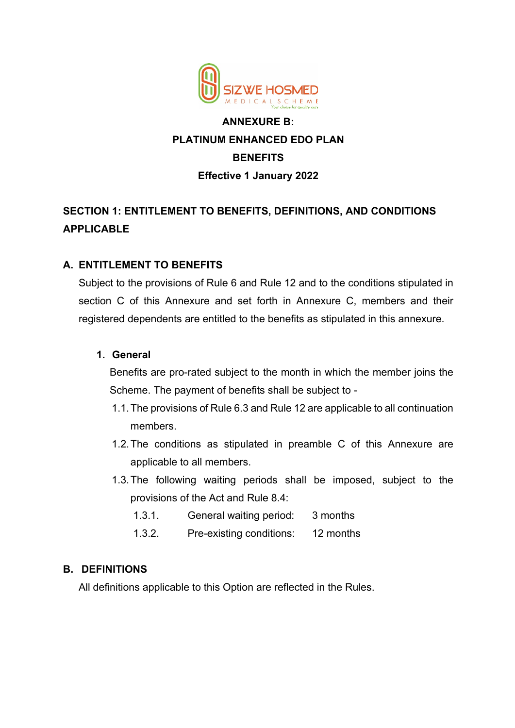# ANNEXURE B:

# PLATINUM ENHANCED EDO PLAN

# BENEFITS

**Effective 1 January 2022**

## SECTION 1: ENTITLEMENT TO BENEFITS, DEFINITIONS, AND CONDITIONS APPLICABLE

### A. ENTITLEMENT TO BENEFITS

Subject to the provisions of Rule 6 and Rule 12 and to the conditions stipulated in section C of this Annexure and set forth in Annexure C, members and their registered dependents are entitled to the benefits as stipulated in this annexure.

#### 1. General

Benefits are pro-rated subject to the month in which the member joins the Scheme. The payment of benefits shall be subject to -

1.1. The provisions of Rule 6.3 and Rule 12 are applicable to all continuation members.

1.2. The conditions as stipulated in preamble C of this Annexure are applicable to all members.

1.3. The following waiting periods shall be imposed, subject to the provisions of the Act and Rule 8.4:

1.3.1. General waiting period: 3 months

1.3.2. Pre-existing conditions: 12 months

### B. DEFINITIONS

All definitions applicable to this Option are reflected in the Rules.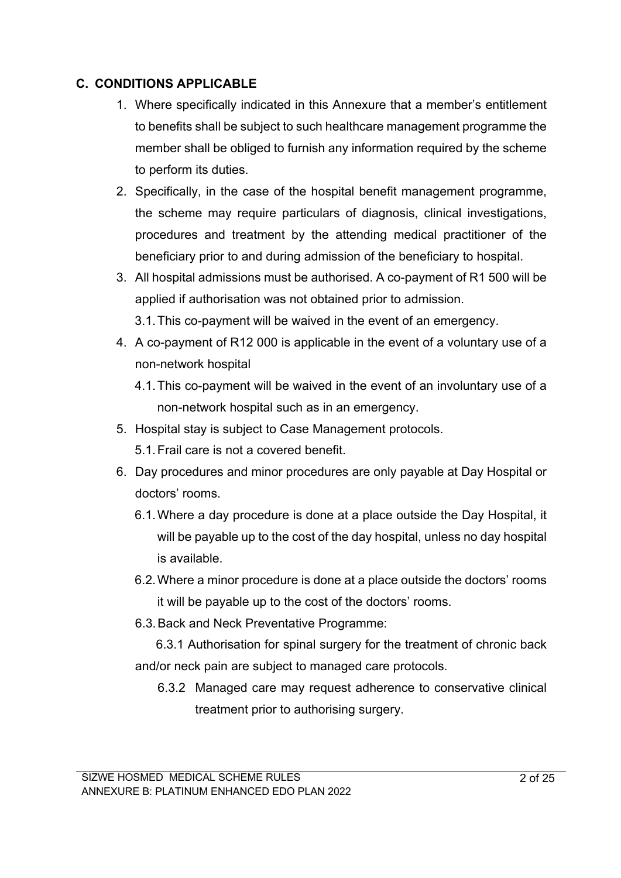## C. CONDITIONS APPLICABLE

1. Where specifically indicated in this Annexure that a member's entitlement to benefits shall be subject to such healthcare management programme the member shall be obliged to furnish any information required by the scheme to perform its duties.
2. Specifically, in the case of the hospital benefit management programme, the scheme may require particulars of diagnosis, clinical investigations, procedures and treatment by the attending medical practitioner of the beneficiary prior to and during admission of the beneficiary to hospital.
3. All hospital admissions must be authorised. A co-payment of R1 500 will be applied if authorisation was not obtained prior to admission.
   - 3.1. This co-payment will be waived in the event of an emergency.
4. A co-payment of R12 000 is applicable in the event of a voluntary use of a non-network hospital
   - 4.1. This co-payment will be waived in the event of an involuntary use of a non-network hospital such as in an emergency.
5. Hospital stay is subject to Case Management protocols.
   - 5.1. Frail care is not a covered benefit.
6. Day procedures and minor procedures are only payable at Day Hospital or doctors' rooms.
   - 6.1. Where a day procedure is done at a place outside the Day Hospital, it will be payable up to the cost of the day hospital, unless no day hospital is available.
   - 6.2. Where a minor procedure is done at a place outside the doctors' rooms it will be payable up to the cost of the doctors' rooms.
   - 6.3. Back and Neck Preventative Programme:
     - 6.3.1 Authorisation for spinal surgery for the treatment of chronic back and/or neck pain are subject to managed care protocols.
     - 6.3.2 Managed care may request adherence to conservative clinical treatment prior to authorising surgery.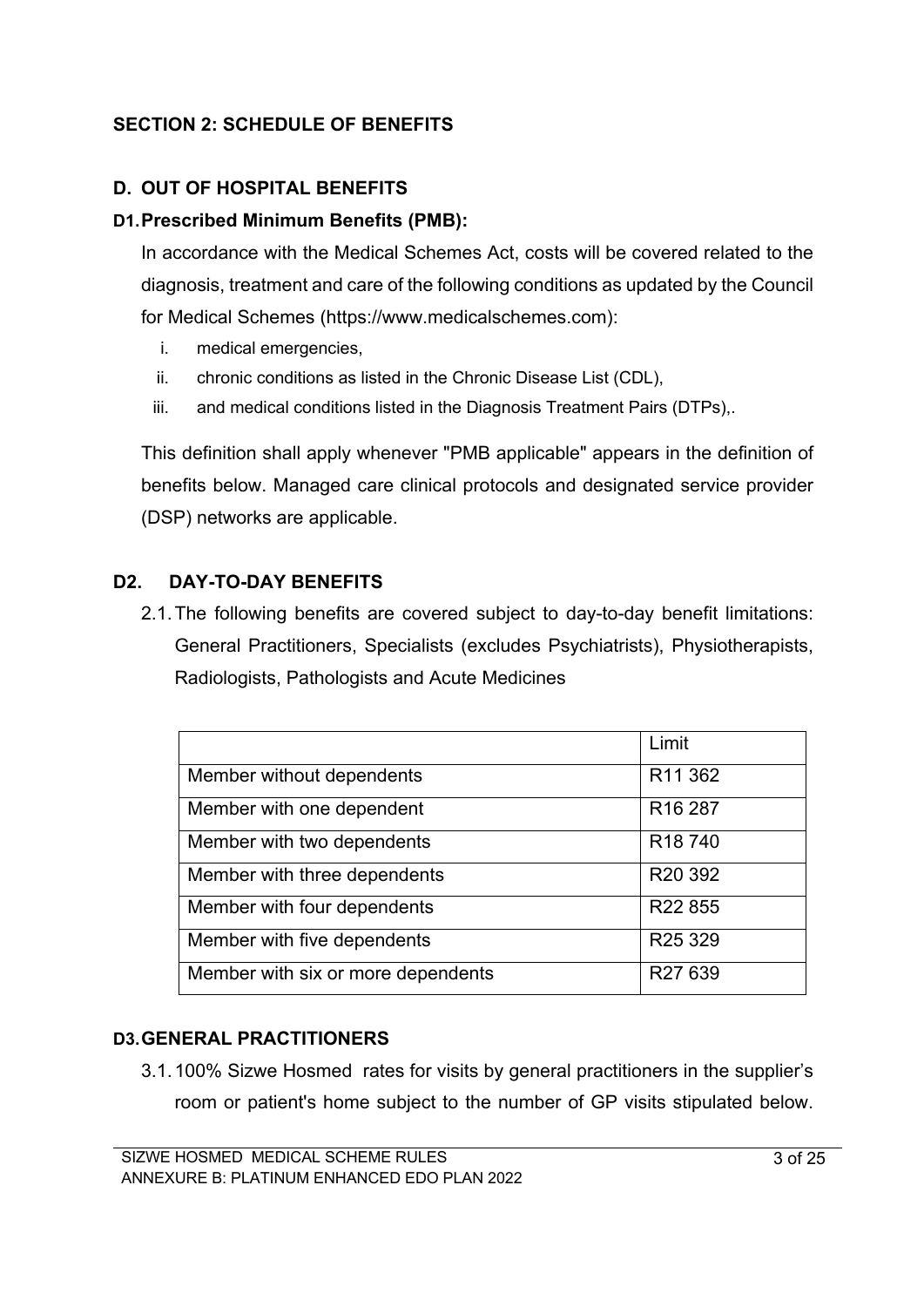## SECTION 2: SCHEDULE OF BENEFITS

### D. OUT OF HOSPITAL BENEFITS

#### D1. Prescribed Minimum Benefits (PMB):

In accordance with the Medical Schemes Act, costs will be covered related to the diagnosis, treatment and care of the following conditions as updated by the Council for Medical Schemes (https://www.medicalschemes.com):

i. medical emergencies,
ii. chronic conditions as listed in the Chronic Disease List (CDL),
iii. and medical conditions listed in the Diagnosis Treatment Pairs (DTPs),.

This definition shall apply whenever "PMB applicable" appears in the definition of benefits below. Managed care clinical protocols and designated service provider (DSP) networks are applicable.

#### D2. DAY-TO-DAY BENEFITS

2.1. The following benefits are covered subject to day-to-day benefit limitations: General Practitioners, Specialists (excludes Psychiatrists), Physiotherapists, Radiologists, Pathologists and Acute Medicines

| | Limit |
|---|---|
| Member without dependents | R11 362 |
| Member with one dependent | R16 287 |
| Member with two dependents | R18 740 |
| Member with three dependents | R20 392 |
| Member with four dependents | R22 855 |
| Member with five dependents | R25 329 |
| Member with six or more dependents | R27 639 |

#### D3. GENERAL PRACTITIONERS

3.1. 100% Sizwe Hosmed rates for visits by general practitioners in the supplier's room or patient's home subject to the number of GP visits stipulated below.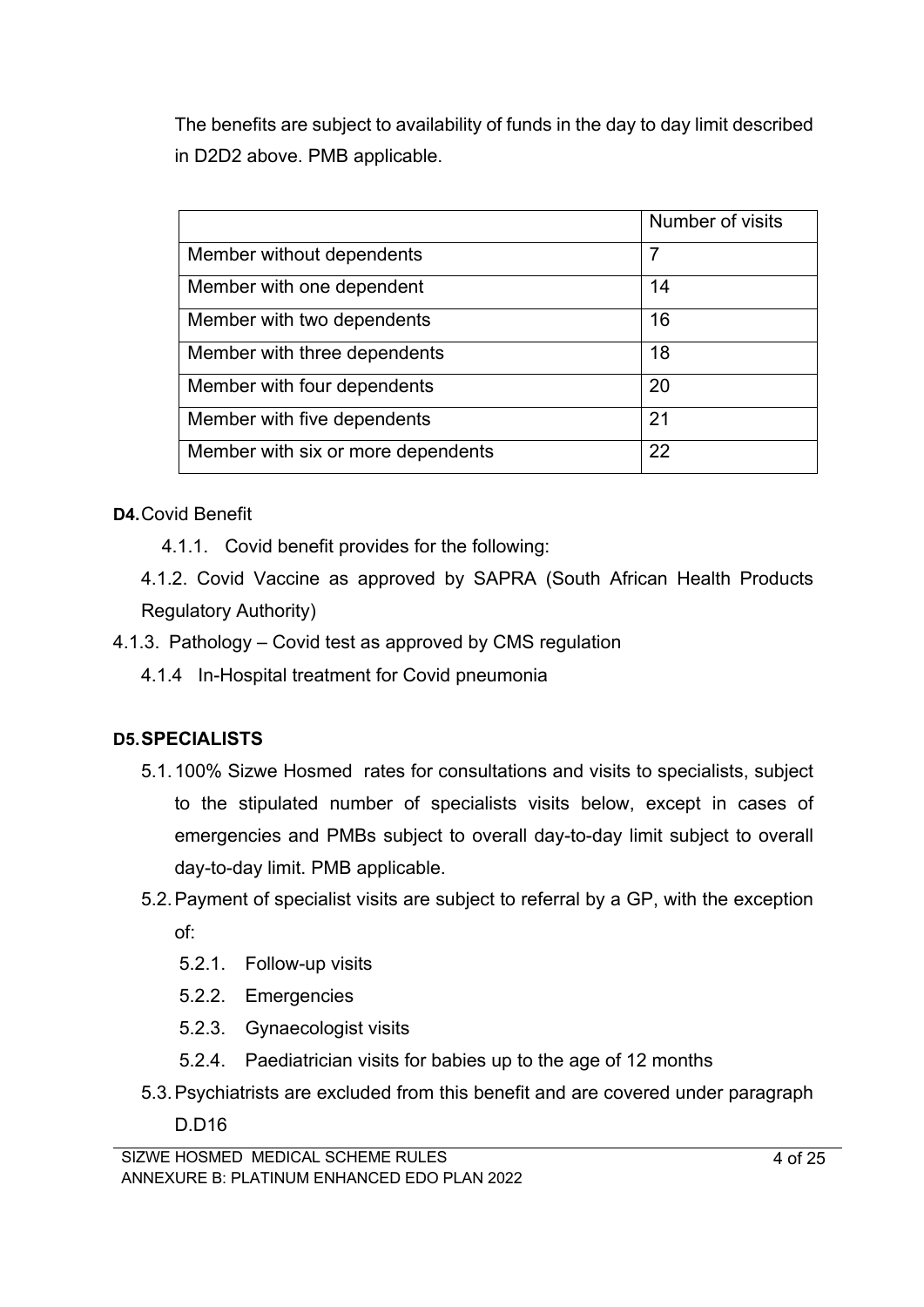The benefits are subject to availability of funds in the day to day limit described in D2D2 above. PMB applicable.

| | Number of visits |
|---|---|
| Member without dependents | 7 |
| Member with one dependent | 14 |
| Member with two dependents | 16 |
| Member with three dependents | 18 |
| Member with four dependents | 20 |
| Member with five dependents | 21 |
| Member with six or more dependents | 22 |

**D4.** Covid Benefit

4.1.1. Covid benefit provides for the following:

4.1.2. Covid Vaccine as approved by SAPRA (South African Health Products Regulatory Authority)

4.1.3. Pathology – Covid test as approved by CMS regulation

4.1.4 In-Hospital treatment for Covid pneumonia

**D5. SPECIALISTS**

5.1. 100% Sizwe Hosmed rates for consultations and visits to specialists, subject to the stipulated number of specialists visits below, except in cases of emergencies and PMBs subject to overall day-to-day limit subject to overall day-to-day limit. PMB applicable.

5.2. Payment of specialist visits are subject to referral by a GP, with the exception of:

5.2.1. Follow-up visits

5.2.2. Emergencies

5.2.3. Gynaecologist visits

5.2.4. Paediatrician visits for babies up to the age of 12 months

5.3. Psychiatrists are excluded from this benefit and are covered under paragraph D.D16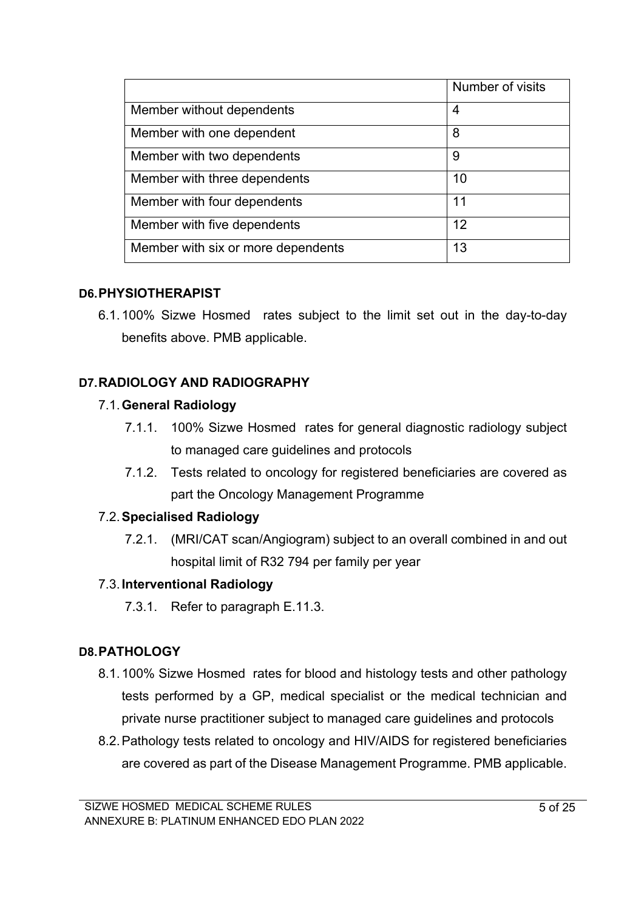| | Number of visits |
|---|---|
| Member without dependents | 4 |
| Member with one dependent | 8 |
| Member with two dependents | 9 |
| Member with three dependents | 10 |
| Member with four dependents | 11 |
| Member with five dependents | 12 |
| Member with six or more dependents | 13 |

### D6. PHYSIOTHERAPIST

6.1. 100% Sizwe Hosmed rates subject to the limit set out in the day-to-day benefits above. PMB applicable.

### D7. RADIOLOGY AND RADIOGRAPHY

7.1. **General Radiology**

- 7.1.1. 100% Sizwe Hosmed rates for general diagnostic radiology subject to managed care guidelines and protocols
- 7.1.2. Tests related to oncology for registered beneficiaries are covered as part the Oncology Management Programme

7.2. **Specialised Radiology**

- 7.2.1. (MRI/CAT scan/Angiogram) subject to an overall combined in and out hospital limit of R32 794 per family per year

7.3. **Interventional Radiology**

- 7.3.1. Refer to paragraph E.11.3.

### D8. PATHOLOGY

8.1. 100% Sizwe Hosmed rates for blood and histology tests and other pathology tests performed by a GP, medical specialist or the medical technician and private nurse practitioner subject to managed care guidelines and protocols

8.2. Pathology tests related to oncology and HIV/AIDS for registered beneficiaries are covered as part of the Disease Management Programme. PMB applicable.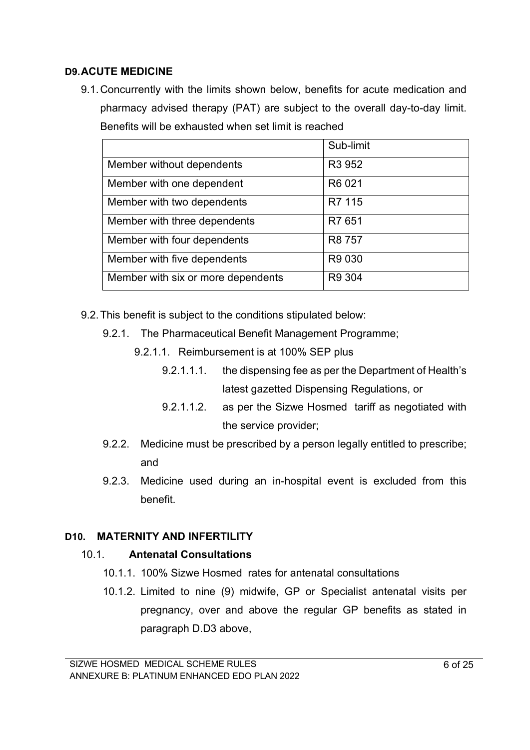**D9. ACUTE MEDICINE**

9.1. Concurrently with the limits shown below, benefits for acute medication and pharmacy advised therapy (PAT) are subject to the overall day-to-day limit. Benefits will be exhausted when set limit is reached

| | Sub-limit |
|---|---|
| Member without dependents | R3 952 |
| Member with one dependent | R6 021 |
| Member with two dependents | R7 115 |
| Member with three dependents | R7 651 |
| Member with four dependents | R8 757 |
| Member with five dependents | R9 030 |
| Member with six or more dependents | R9 304 |

9.2. This benefit is subject to the conditions stipulated below:

- 9.2.1. The Pharmaceutical Benefit Management Programme;
  - 9.2.1.1. Reimbursement is at 100% SEP plus
    - 9.2.1.1.1. the dispensing fee as per the Department of Health's latest gazetted Dispensing Regulations, or
    - 9.2.1.1.2. as per the Sizwe Hosmed tariff as negotiated with the service provider;
- 9.2.2. Medicine must be prescribed by a person legally entitled to prescribe; and
- 9.2.3. Medicine used during an in-hospital event is excluded from this benefit.

**D10. MATERNITY AND INFERTILITY**

10.1. **Antenatal Consultations**

- 10.1.1. 100% Sizwe Hosmed rates for antenatal consultations
- 10.1.2. Limited to nine (9) midwife, GP or Specialist antenatal visits per pregnancy, over and above the regular GP benefits as stated in paragraph D.D3 above,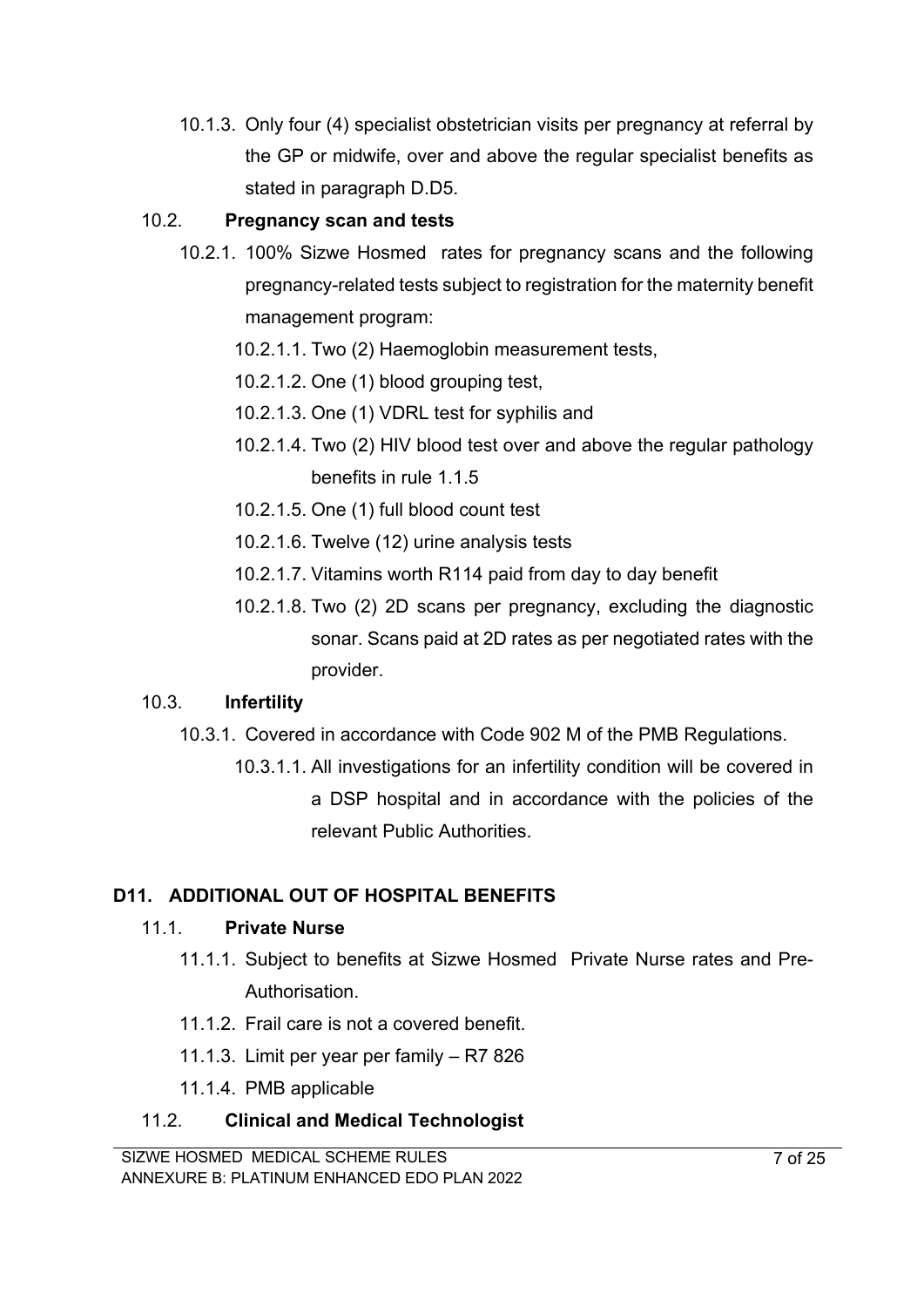10.1.3. Only four (4) specialist obstetrician visits per pregnancy at referral by the GP or midwife, over and above the regular specialist benefits as stated in paragraph D.D5.

10.2. **Pregnancy scan and tests**

10.2.1. 100% Sizwe Hosmed rates for pregnancy scans and the following pregnancy-related tests subject to registration for the maternity benefit management program:

10.2.1.1. Two (2) Haemoglobin measurement tests,

10.2.1.2. One (1) blood grouping test,

10.2.1.3. One (1) VDRL test for syphilis and

10.2.1.4. Two (2) HIV blood test over and above the regular pathology benefits in rule 1.1.5

10.2.1.5. One (1) full blood count test

10.2.1.6. Twelve (12) urine analysis tests

10.2.1.7. Vitamins worth R114 paid from day to day benefit

10.2.1.8. Two (2) 2D scans per pregnancy, excluding the diagnostic sonar. Scans paid at 2D rates as per negotiated rates with the provider.

10.3. **Infertility**

10.3.1. Covered in accordance with Code 902 M of the PMB Regulations.

10.3.1.1. All investigations for an infertility condition will be covered in a DSP hospital and in accordance with the policies of the relevant Public Authorities.

## D11. ADDITIONAL OUT OF HOSPITAL BENEFITS

11.1. **Private Nurse**

11.1.1. Subject to benefits at Sizwe Hosmed Private Nurse rates and Pre-Authorisation.

11.1.2. Frail care is not a covered benefit.

11.1.3. Limit per year per family – R7 826

11.1.4. PMB applicable

11.2. **Clinical and Medical Technologist**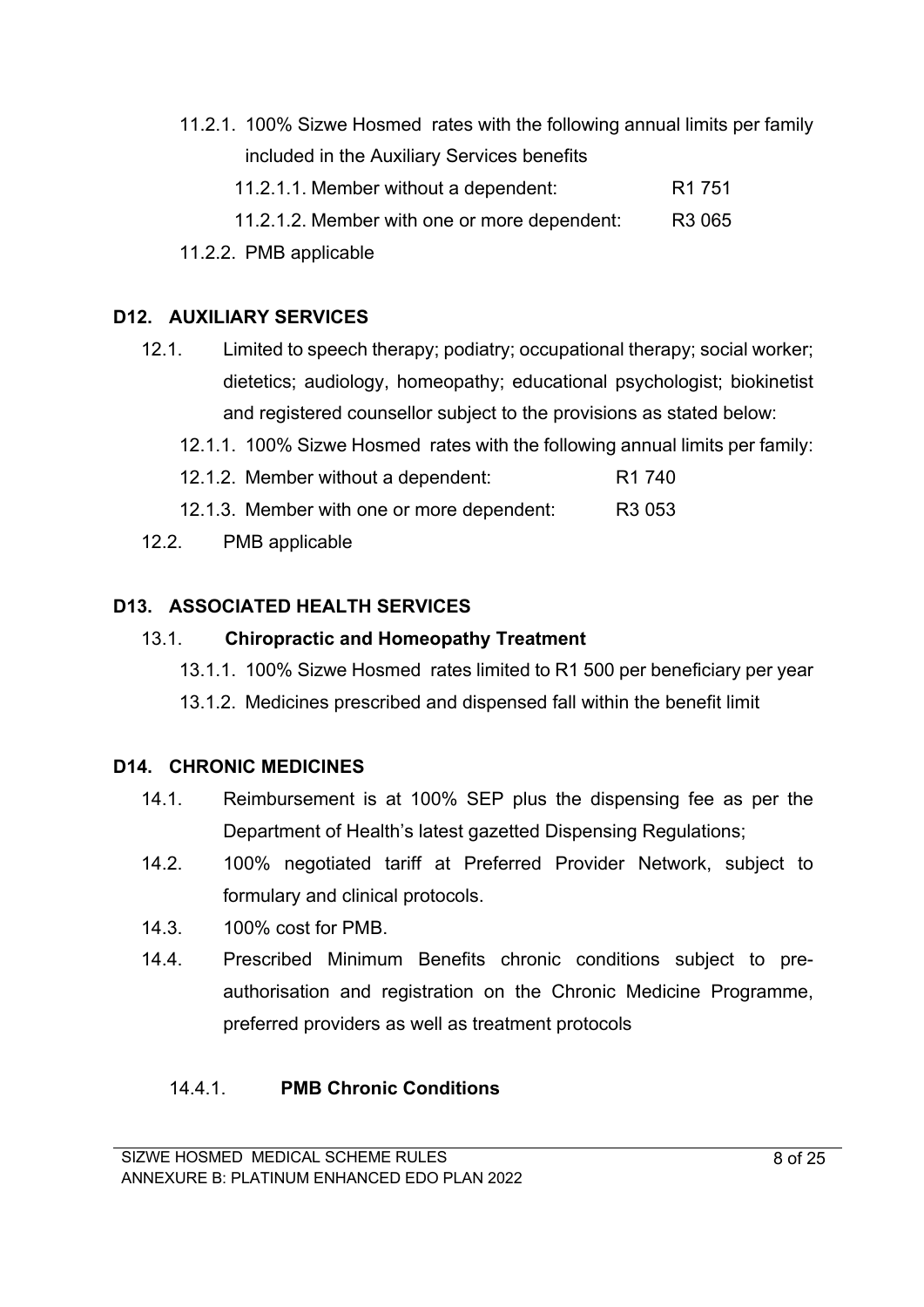11.2.1. 100% Sizwe Hosmed rates with the following annual limits per family included in the Auxiliary Services benefits

11.2.1.1. Member without a dependent: R1 751

11.2.1.2. Member with one or more dependent: R3 065

11.2.2. PMB applicable

## D12. AUXILIARY SERVICES

12.1. Limited to speech therapy; podiatry; occupational therapy; social worker; dietetics; audiology, homeopathy; educational psychologist; biokinetist and registered counsellor subject to the provisions as stated below:

12.1.1. 100% Sizwe Hosmed rates with the following annual limits per family:

12.1.2. Member without a dependent: R1 740

12.1.3. Member with one or more dependent: R3 053

12.2. PMB applicable

## D13. ASSOCIATED HEALTH SERVICES

13.1. **Chiropractic and Homeopathy Treatment**

13.1.1. 100% Sizwe Hosmed rates limited to R1 500 per beneficiary per year

13.1.2. Medicines prescribed and dispensed fall within the benefit limit

## D14. CHRONIC MEDICINES

14.1. Reimbursement is at 100% SEP plus the dispensing fee as per the Department of Health's latest gazetted Dispensing Regulations;

14.2. 100% negotiated tariff at Preferred Provider Network, subject to formulary and clinical protocols.

14.3. 100% cost for PMB.

14.4. Prescribed Minimum Benefits chronic conditions subject to pre-authorisation and registration on the Chronic Medicine Programme, preferred providers as well as treatment protocols

14.4.1. **PMB Chronic Conditions**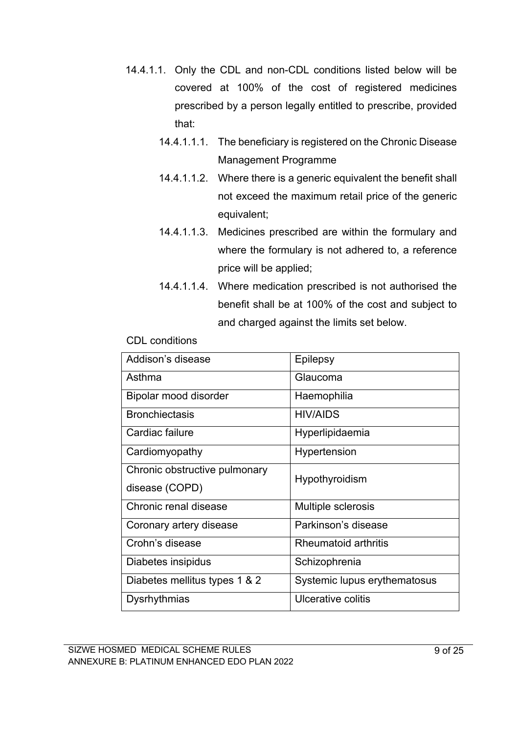14.4.1.1. Only the CDL and non-CDL conditions listed below will be covered at 100% of the cost of registered medicines prescribed by a person legally entitled to prescribe, provided that:

- 14.4.1.1.1. The beneficiary is registered on the Chronic Disease Management Programme
- 14.4.1.1.2. Where there is a generic equivalent the benefit shall not exceed the maximum retail price of the generic equivalent;
- 14.4.1.1.3. Medicines prescribed are within the formulary and where the formulary is not adhered to, a reference price will be applied;
- 14.4.1.1.4. Where medication prescribed is not authorised the benefit shall be at 100% of the cost and subject to and charged against the limits set below.

CDL conditions

| Addison's disease | Epilepsy |
|---|---|
| Asthma | Glaucoma |
| Bipolar mood disorder | Haemophilia |
| Bronchiectasis | HIV/AIDS |
| Cardiac failure | Hyperlipidaemia |
| Cardiomyopathy | Hypertension |
| Chronic obstructive pulmonary disease (COPD) | Hypothyroidism |
| Chronic renal disease | Multiple sclerosis |
| Coronary artery disease | Parkinson's disease |
| Crohn's disease | Rheumatoid arthritis |
| Diabetes insipidus | Schizophrenia |
| Diabetes mellitus types 1 & 2 | Systemic lupus erythematosus |
| Dysrhythmias | Ulcerative colitis |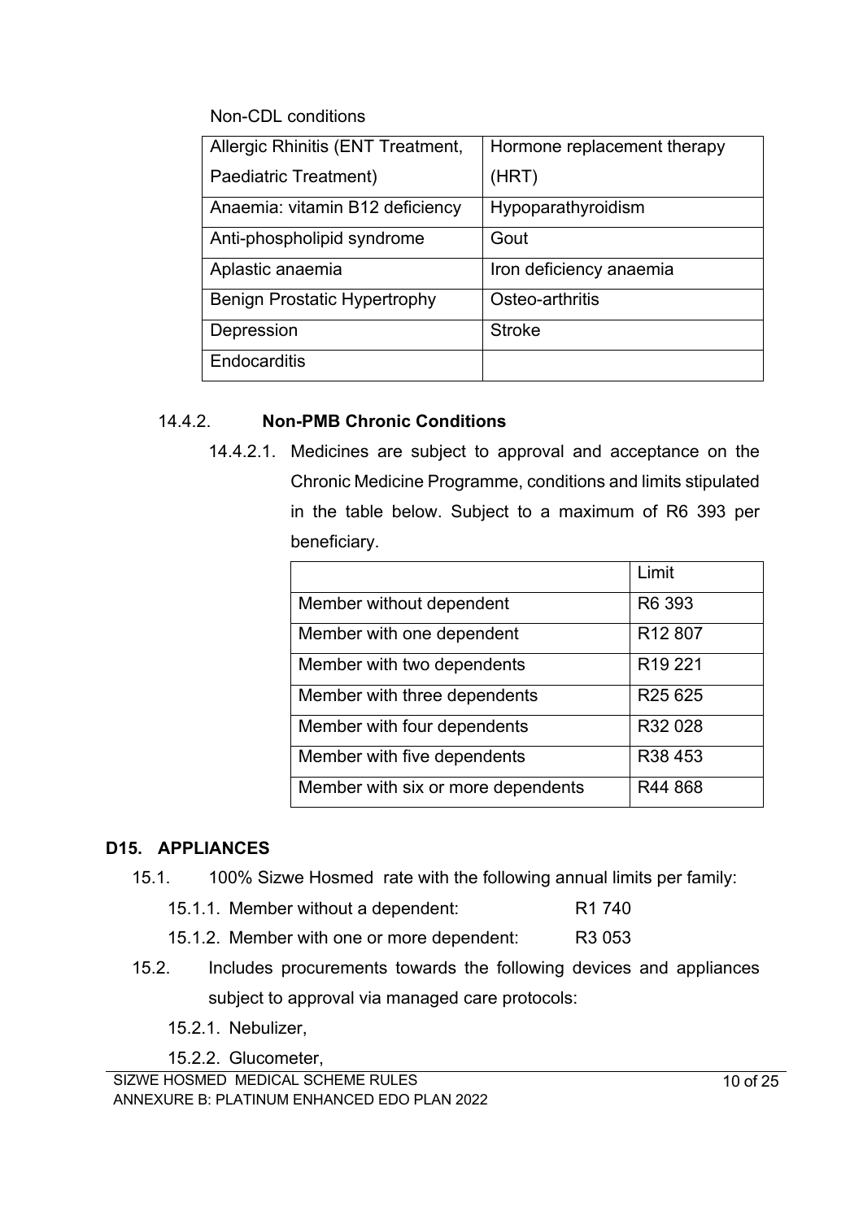Non-CDL conditions

| Allergic Rhinitis (ENT Treatment, Paediatric Treatment) | Hormone replacement therapy (HRT) |
| --- | --- |
| Anaemia: vitamin B12 deficiency | Hypoparathyroidism |
| Anti-phospholipid syndrome | Gout |
| Aplastic anaemia | Iron deficiency anaemia |
| Benign Prostatic Hypertrophy | Osteo-arthritis |
| Depression | Stroke |
| Endocarditis | |

14.4.2. **Non-PMB Chronic Conditions**

14.4.2.1. Medicines are subject to approval and acceptance on the Chronic Medicine Programme, conditions and limits stipulated in the table below. Subject to a maximum of R6 393 per beneficiary.

| | Limit |
| --- | --- |
| Member without dependent | R6 393 |
| Member with one dependent | R12 807 |
| Member with two dependents | R19 221 |
| Member with three dependents | R25 625 |
| Member with four dependents | R32 028 |
| Member with five dependents | R38 453 |
| Member with six or more dependents | R44 868 |

## D15. APPLIANCES

15.1. 100% Sizwe Hosmed rate with the following annual limits per family:

15.1.1. Member without a dependent: R1 740

15.1.2. Member with one or more dependent: R3 053

15.2. Includes procurements towards the following devices and appliances subject to approval via managed care protocols:

15.2.1. Nebulizer,

15.2.2. Glucometer,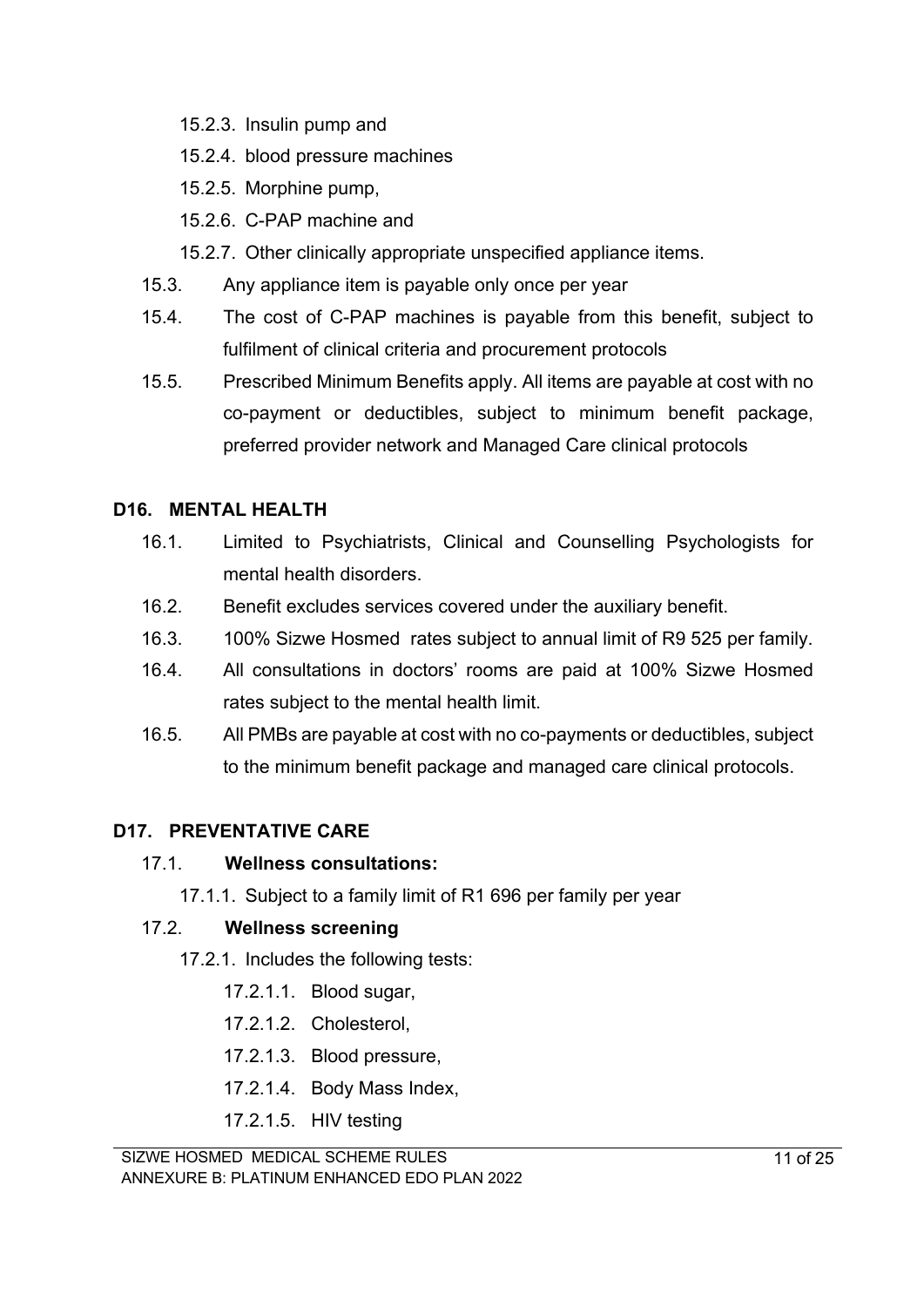- 15.2.3. Insulin pump and
- 15.2.4. blood pressure machines
- 15.2.5. Morphine pump,
- 15.2.6. C-PAP machine and
- 15.2.7. Other clinically appropriate unspecified appliance items.

15.3. Any appliance item is payable only once per year

15.4. The cost of C-PAP machines is payable from this benefit, subject to fulfilment of clinical criteria and procurement protocols

15.5. Prescribed Minimum Benefits apply. All items are payable at cost with no co-payment or deductibles, subject to minimum benefit package, preferred provider network and Managed Care clinical protocols

## D16. MENTAL HEALTH

16.1. Limited to Psychiatrists, Clinical and Counselling Psychologists for mental health disorders.

16.2. Benefit excludes services covered under the auxiliary benefit.

16.3. 100% Sizwe Hosmed rates subject to annual limit of R9 525 per family.

16.4. All consultations in doctors' rooms are paid at 100% Sizwe Hosmed rates subject to the mental health limit.

16.5. All PMBs are payable at cost with no co-payments or deductibles, subject to the minimum benefit package and managed care clinical protocols.

## D17. PREVENTATIVE CARE

17.1. **Wellness consultations:**

- 17.1.1. Subject to a family limit of R1 696 per family per year

17.2. **Wellness screening**

- 17.2.1. Includes the following tests:
  - 17.2.1.1. Blood sugar,
  - 17.2.1.2. Cholesterol,
  - 17.2.1.3. Blood pressure,
  - 17.2.1.4. Body Mass Index,
  - 17.2.1.5. HIV testing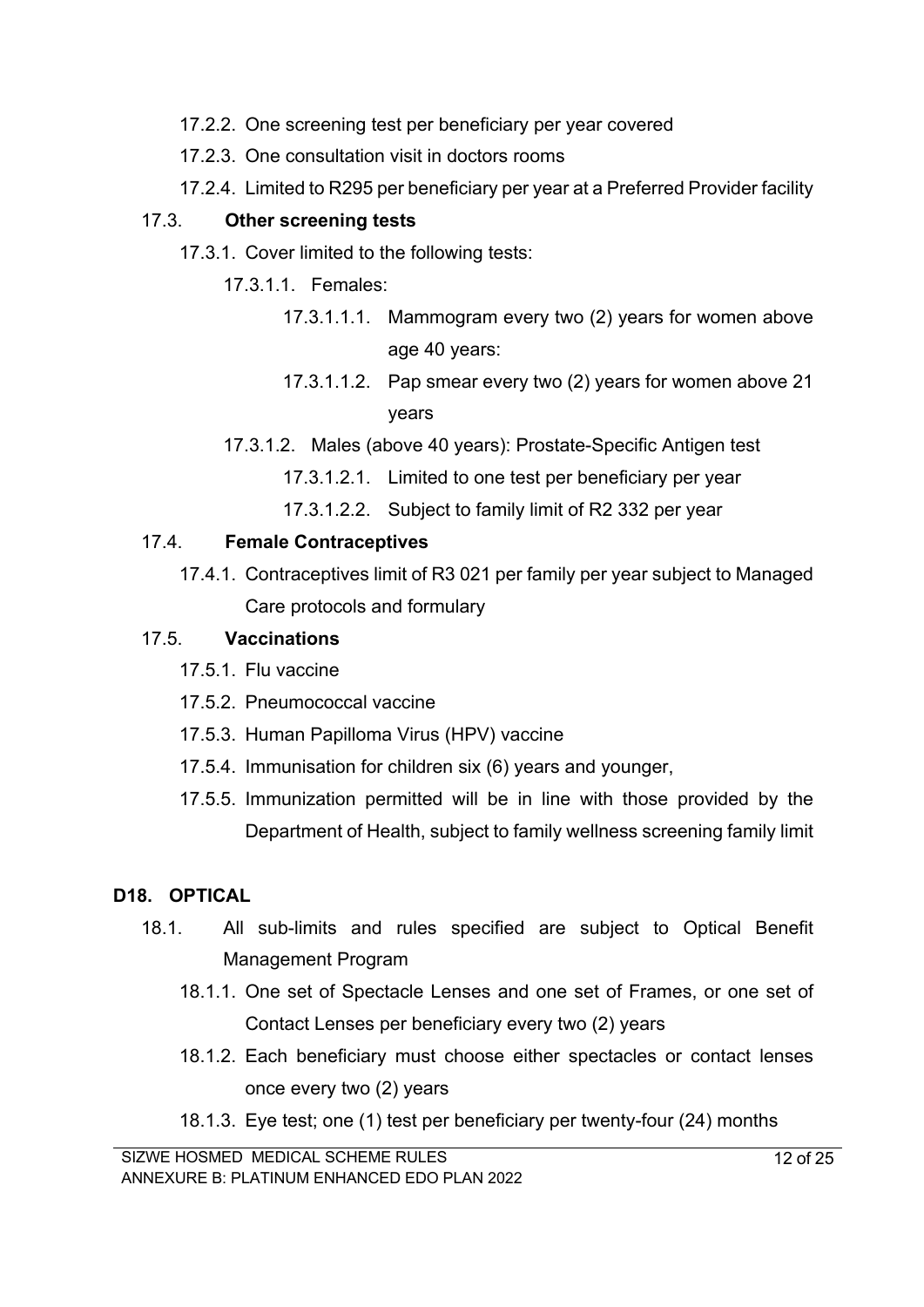17.2.2. One screening test per beneficiary per year covered

17.2.3. One consultation visit in doctors rooms

17.2.4. Limited to R295 per beneficiary per year at a Preferred Provider facility

17.3. **Other screening tests**

17.3.1. Cover limited to the following tests:

17.3.1.1. Females:

17.3.1.1.1. Mammogram every two (2) years for women above age 40 years:

17.3.1.1.2. Pap smear every two (2) years for women above 21 years

17.3.1.2. Males (above 40 years): Prostate-Specific Antigen test

17.3.1.2.1. Limited to one test per beneficiary per year

17.3.1.2.2. Subject to family limit of R2 332 per year

17.4. **Female Contraceptives**

17.4.1. Contraceptives limit of R3 021 per family per year subject to Managed Care protocols and formulary

17.5. **Vaccinations**

17.5.1. Flu vaccine

17.5.2. Pneumococcal vaccine

17.5.3. Human Papilloma Virus (HPV) vaccine

17.5.4. Immunisation for children six (6) years and younger,

17.5.5. Immunization permitted will be in line with those provided by the Department of Health, subject to family wellness screening family limit

## D18. OPTICAL

18.1. All sub-limits and rules specified are subject to Optical Benefit Management Program

18.1.1. One set of Spectacle Lenses and one set of Frames, or one set of Contact Lenses per beneficiary every two (2) years

18.1.2. Each beneficiary must choose either spectacles or contact lenses once every two (2) years

18.1.3. Eye test; one (1) test per beneficiary per twenty-four (24) months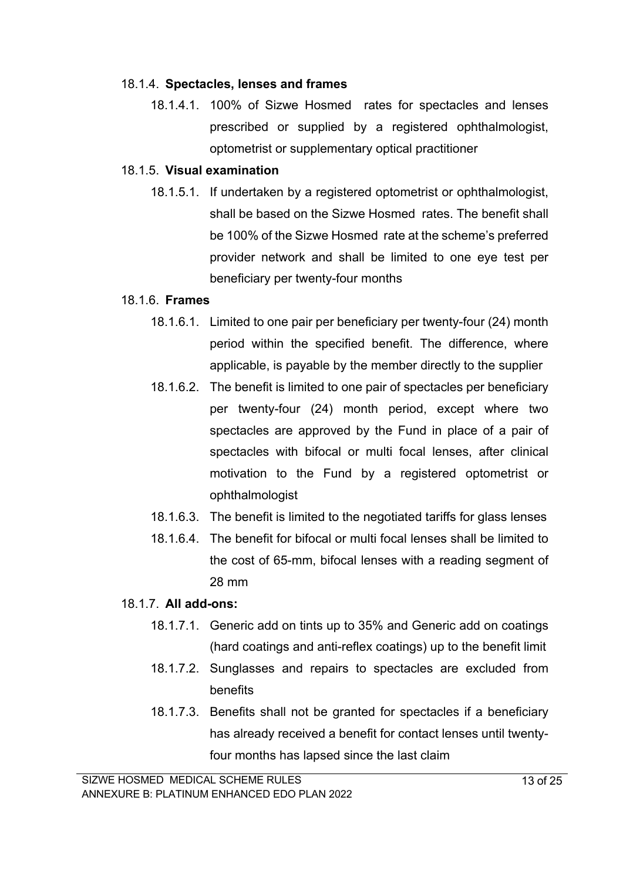18.1.4. **Spectacles, lenses and frames**

- 18.1.4.1. 100% of Sizwe Hosmed rates for spectacles and lenses prescribed or supplied by a registered ophthalmologist, optometrist or supplementary optical practitioner

18.1.5. **Visual examination**

- 18.1.5.1. If undertaken by a registered optometrist or ophthalmologist, shall be based on the Sizwe Hosmed rates. The benefit shall be 100% of the Sizwe Hosmed rate at the scheme's preferred provider network and shall be limited to one eye test per beneficiary per twenty-four months

18.1.6. **Frames**

- 18.1.6.1. Limited to one pair per beneficiary per twenty-four (24) month period within the specified benefit. The difference, where applicable, is payable by the member directly to the supplier
- 18.1.6.2. The benefit is limited to one pair of spectacles per beneficiary per twenty-four (24) month period, except where two spectacles are approved by the Fund in place of a pair of spectacles with bifocal or multi focal lenses, after clinical motivation to the Fund by a registered optometrist or ophthalmologist
- 18.1.6.3. The benefit is limited to the negotiated tariffs for glass lenses
- 18.1.6.4. The benefit for bifocal or multi focal lenses shall be limited to the cost of 65-mm, bifocal lenses with a reading segment of 28 mm

18.1.7. **All add-ons:**

- 18.1.7.1. Generic add on tints up to 35% and Generic add on coatings (hard coatings and anti-reflex coatings) up to the benefit limit
- 18.1.7.2. Sunglasses and repairs to spectacles are excluded from benefits
- 18.1.7.3. Benefits shall not be granted for spectacles if a beneficiary has already received a benefit for contact lenses until twenty-four months has lapsed since the last claim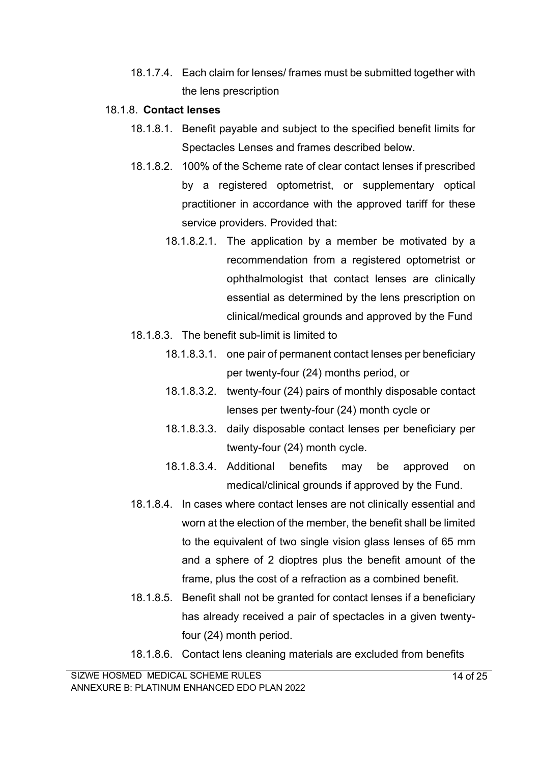18.1.7.4. Each claim for lenses/ frames must be submitted together with the lens prescription

18.1.8. **Contact lenses**

18.1.8.1. Benefit payable and subject to the specified benefit limits for Spectacles Lenses and frames described below.

18.1.8.2. 100% of the Scheme rate of clear contact lenses if prescribed by a registered optometrist, or supplementary optical practitioner in accordance with the approved tariff for these service providers. Provided that:

18.1.8.2.1. The application by a member be motivated by a recommendation from a registered optometrist or ophthalmologist that contact lenses are clinically essential as determined by the lens prescription on clinical/medical grounds and approved by the Fund

18.1.8.3. The benefit sub-limit is limited to

18.1.8.3.1. one pair of permanent contact lenses per beneficiary per twenty-four (24) months period, or

18.1.8.3.2. twenty-four (24) pairs of monthly disposable contact lenses per twenty-four (24) month cycle or

18.1.8.3.3. daily disposable contact lenses per beneficiary per twenty-four (24) month cycle.

18.1.8.3.4. Additional benefits may be approved on medical/clinical grounds if approved by the Fund.

18.1.8.4. In cases where contact lenses are not clinically essential and worn at the election of the member, the benefit shall be limited to the equivalent of two single vision glass lenses of 65 mm and a sphere of 2 dioptres plus the benefit amount of the frame, plus the cost of a refraction as a combined benefit.

18.1.8.5. Benefit shall not be granted for contact lenses if a beneficiary has already received a pair of spectacles in a given twenty-four (24) month period.

18.1.8.6. Contact lens cleaning materials are excluded from benefits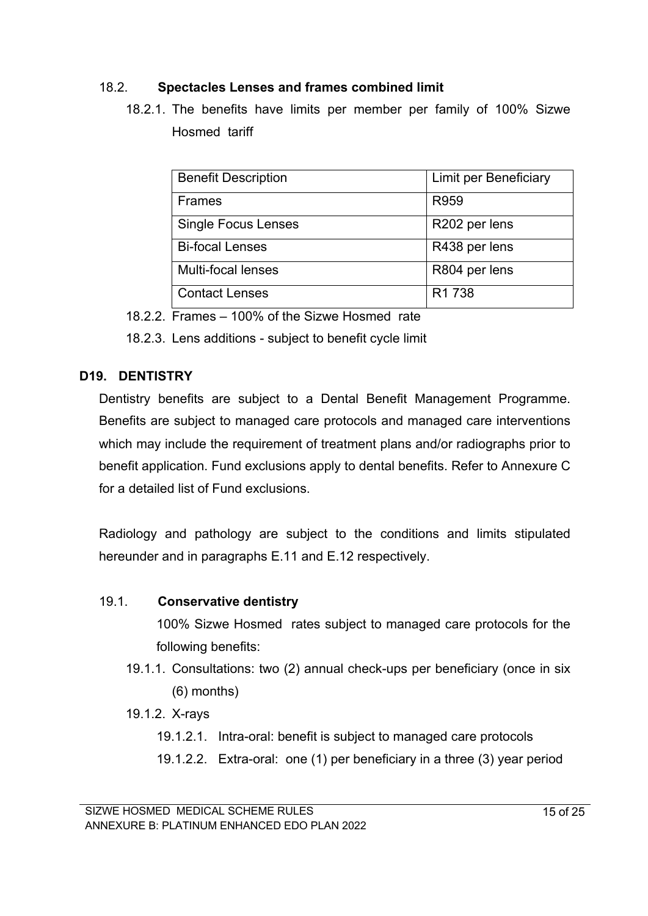18.2. **Spectacles Lenses and frames combined limit**

18.2.1. The benefits have limits per member per family of 100% Sizwe Hosmed tariff

| Benefit Description | Limit per Beneficiary |
|---|---|
| Frames | R959 |
| Single Focus Lenses | R202 per lens |
| Bi-focal Lenses | R438 per lens |
| Multi-focal lenses | R804 per lens |
| Contact Lenses | R1 738 |

18.2.2. Frames – 100% of the Sizwe Hosmed rate

18.2.3. Lens additions - subject to benefit cycle limit

## D19. DENTISTRY

Dentistry benefits are subject to a Dental Benefit Management Programme. Benefits are subject to managed care protocols and managed care interventions which may include the requirement of treatment plans and/or radiographs prior to benefit application. Fund exclusions apply to dental benefits. Refer to Annexure C for a detailed list of Fund exclusions.

Radiology and pathology are subject to the conditions and limits stipulated hereunder and in paragraphs E.11 and E.12 respectively.

19.1. **Conservative dentistry**

100% Sizwe Hosmed rates subject to managed care protocols for the following benefits:

19.1.1. Consultations: two (2) annual check-ups per beneficiary (once in six (6) months)

19.1.2. X-rays

19.1.2.1. Intra-oral: benefit is subject to managed care protocols

19.1.2.2. Extra-oral: one (1) per beneficiary in a three (3) year period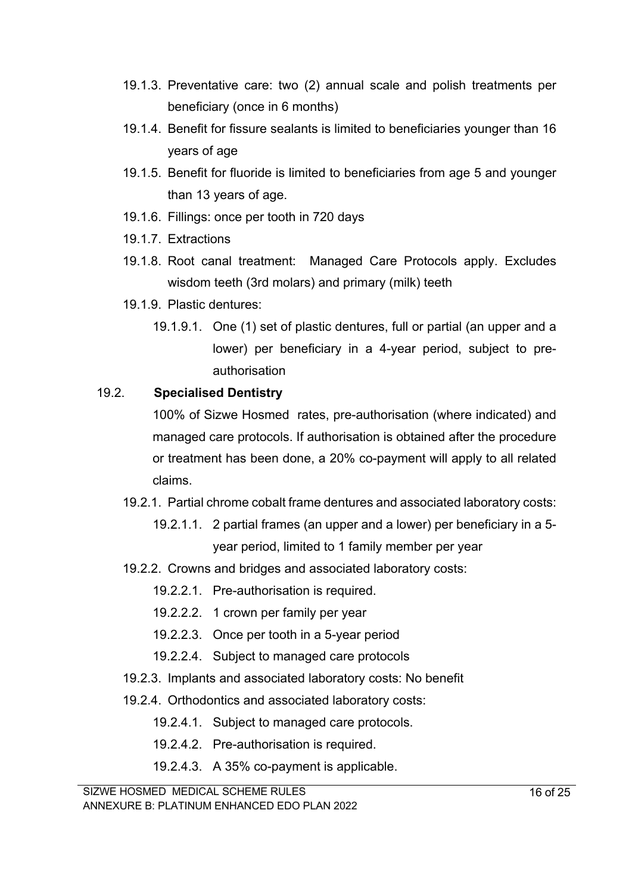19.1.3. Preventative care: two (2) annual scale and polish treatments per beneficiary (once in 6 months)

19.1.4. Benefit for fissure sealants is limited to beneficiaries younger than 16 years of age

19.1.5. Benefit for fluoride is limited to beneficiaries from age 5 and younger than 13 years of age.

19.1.6. Fillings: once per tooth in 720 days

19.1.7. Extractions

19.1.8. Root canal treatment: Managed Care Protocols apply. Excludes wisdom teeth (3rd molars) and primary (milk) teeth

19.1.9. Plastic dentures:

19.1.9.1. One (1) set of plastic dentures, full or partial (an upper and a lower) per beneficiary in a 4-year period, subject to pre-authorisation

### 19.2. **Specialised Dentistry**

100% of Sizwe Hosmed rates, pre-authorisation (where indicated) and managed care protocols. If authorisation is obtained after the procedure or treatment has been done, a 20% co-payment will apply to all related claims.

19.2.1. Partial chrome cobalt frame dentures and associated laboratory costs:

19.2.1.1. 2 partial frames (an upper and a lower) per beneficiary in a 5-year period, limited to 1 family member per year

19.2.2. Crowns and bridges and associated laboratory costs:

19.2.2.1. Pre-authorisation is required.

19.2.2.2. 1 crown per family per year

19.2.2.3. Once per tooth in a 5-year period

19.2.2.4. Subject to managed care protocols

19.2.3. Implants and associated laboratory costs: No benefit

19.2.4. Orthodontics and associated laboratory costs:

19.2.4.1. Subject to managed care protocols.

19.2.4.2. Pre-authorisation is required.

19.2.4.3. A 35% co-payment is applicable.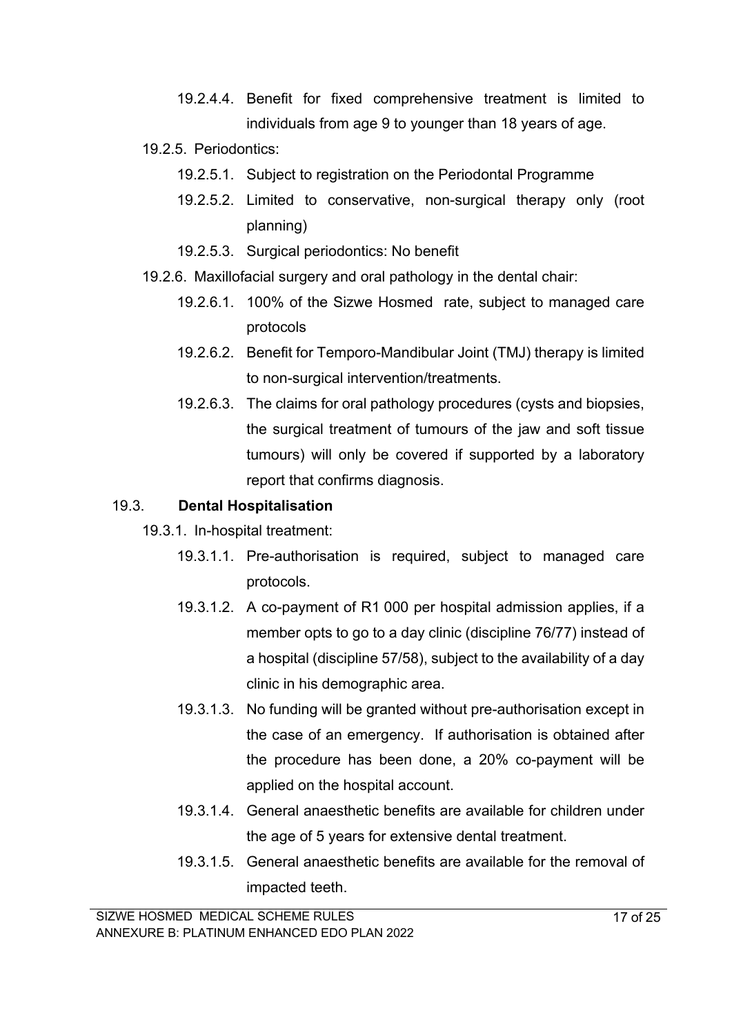19.2.4.4. Benefit for fixed comprehensive treatment is limited to individuals from age 9 to younger than 18 years of age.

19.2.5. Periodontics:

19.2.5.1. Subject to registration on the Periodontal Programme

19.2.5.2. Limited to conservative, non-surgical therapy only (root planning)

19.2.5.3. Surgical periodontics: No benefit

19.2.6. Maxillofacial surgery and oral pathology in the dental chair:

19.2.6.1. 100% of the Sizwe Hosmed rate, subject to managed care protocols

19.2.6.2. Benefit for Temporo-Mandibular Joint (TMJ) therapy is limited to non-surgical intervention/treatments.

19.2.6.3. The claims for oral pathology procedures (cysts and biopsies, the surgical treatment of tumours of the jaw and soft tissue tumours) will only be covered if supported by a laboratory report that confirms diagnosis.

## 19.3. Dental Hospitalisation

19.3.1. In-hospital treatment:

19.3.1.1. Pre-authorisation is required, subject to managed care protocols.

19.3.1.2. A co-payment of R1 000 per hospital admission applies, if a member opts to go to a day clinic (discipline 76/77) instead of a hospital (discipline 57/58), subject to the availability of a day clinic in his demographic area.

19.3.1.3. No funding will be granted without pre-authorisation except in the case of an emergency. If authorisation is obtained after the procedure has been done, a 20% co-payment will be applied on the hospital account.

19.3.1.4. General anaesthetic benefits are available for children under the age of 5 years for extensive dental treatment.

19.3.1.5. General anaesthetic benefits are available for the removal of impacted teeth.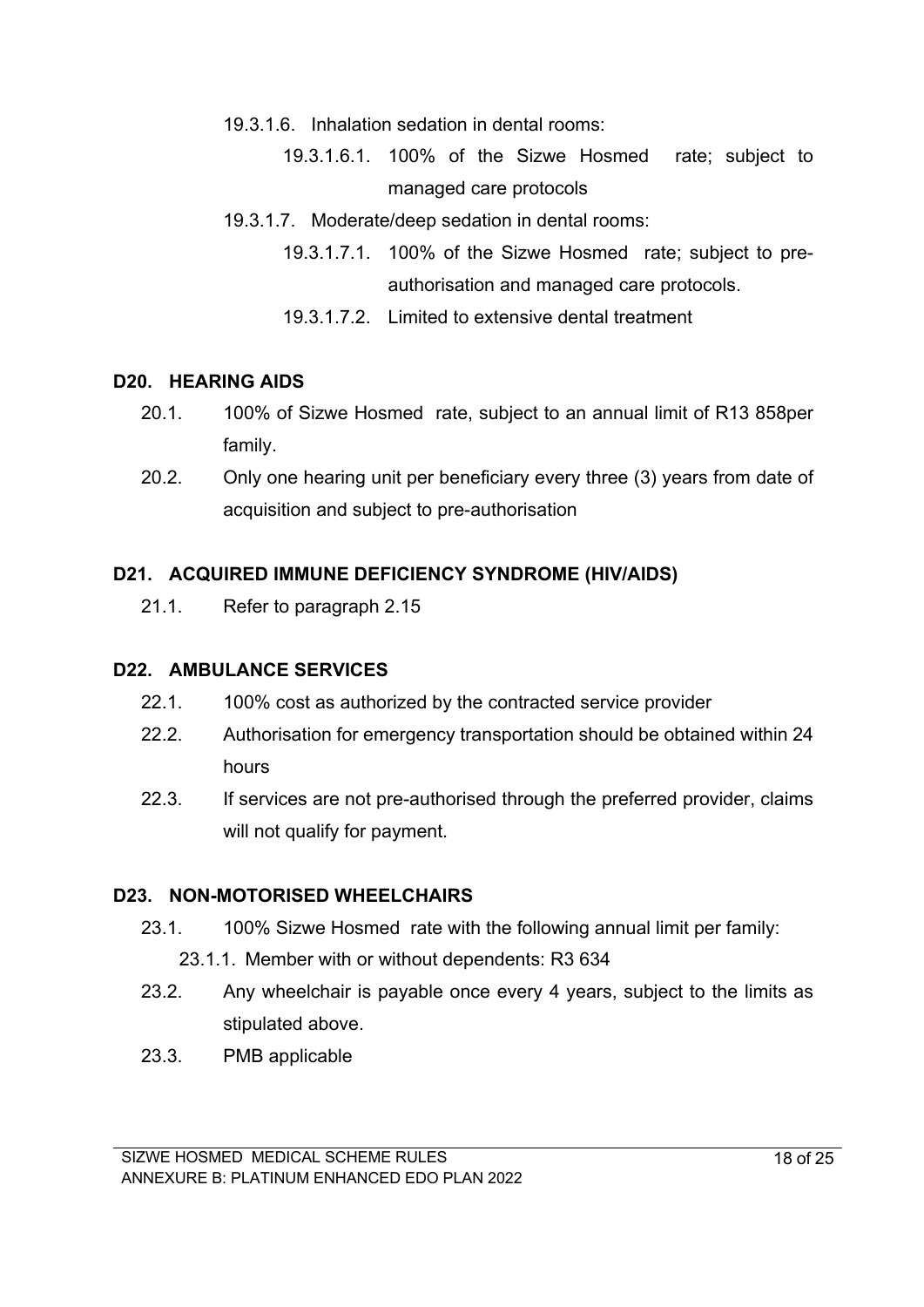- 19.3.1.6. Inhalation sedation in dental rooms:
  - 19.3.1.6.1. 100% of the Sizwe Hosmed rate; subject to managed care protocols
- 19.3.1.7. Moderate/deep sedation in dental rooms:
  - 19.3.1.7.1. 100% of the Sizwe Hosmed rate; subject to pre-authorisation and managed care protocols.
  - 19.3.1.7.2. Limited to extensive dental treatment

## D20. HEARING AIDS

- 20.1. 100% of Sizwe Hosmed rate, subject to an annual limit of R13 858per family.
- 20.2. Only one hearing unit per beneficiary every three (3) years from date of acquisition and subject to pre-authorisation

## D21. ACQUIRED IMMUNE DEFICIENCY SYNDROME (HIV/AIDS)

- 21.1. Refer to paragraph 2.15

## D22. AMBULANCE SERVICES

- 22.1. 100% cost as authorized by the contracted service provider
- 22.2. Authorisation for emergency transportation should be obtained within 24 hours
- 22.3. If services are not pre-authorised through the preferred provider, claims will not qualify for payment.

## D23. NON-MOTORISED WHEELCHAIRS

- 23.1. 100% Sizwe Hosmed rate with the following annual limit per family:
  - 23.1.1. Member with or without dependents: R3 634
- 23.2. Any wheelchair is payable once every 4 years, subject to the limits as stipulated above.
- 23.3. PMB applicable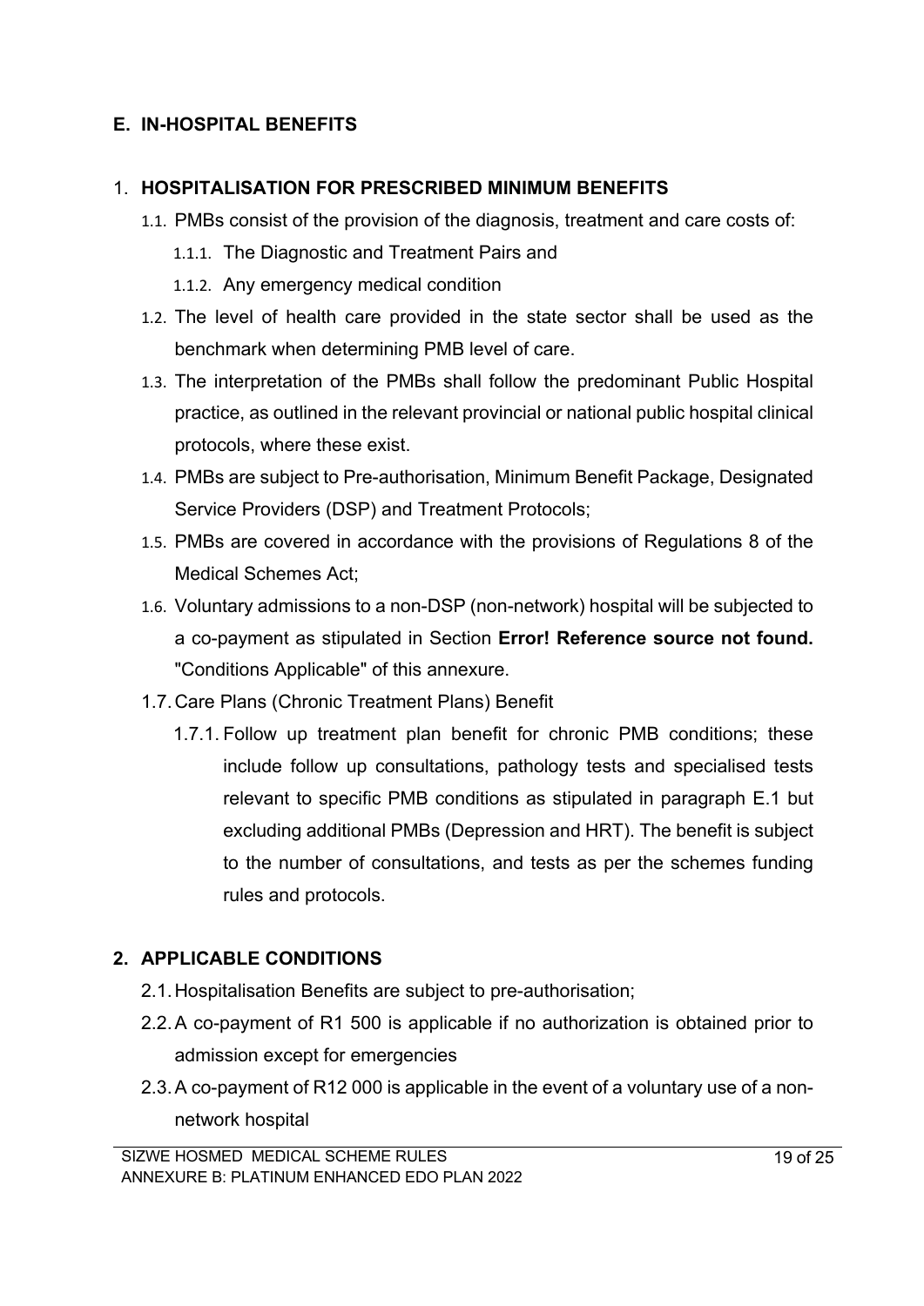## E. IN-HOSPITAL BENEFITS

### 1. HOSPITALISATION FOR PRESCRIBED MINIMUM BENEFITS

1.1. PMBs consist of the provision of the diagnosis, treatment and care costs of:

1.1.1. The Diagnostic and Treatment Pairs and

1.1.2. Any emergency medical condition

1.2. The level of health care provided in the state sector shall be used as the benchmark when determining PMB level of care.

1.3. The interpretation of the PMBs shall follow the predominant Public Hospital practice, as outlined in the relevant provincial or national public hospital clinical protocols, where these exist.

1.4. PMBs are subject to Pre-authorisation, Minimum Benefit Package, Designated Service Providers (DSP) and Treatment Protocols;

1.5. PMBs are covered in accordance with the provisions of Regulations 8 of the Medical Schemes Act;

1.6. Voluntary admissions to a non-DSP (non-network) hospital will be subjected to a co-payment as stipulated in Section **Error! Reference source not found.** "Conditions Applicable" of this annexure.

1.7. Care Plans (Chronic Treatment Plans) Benefit

1.7.1. Follow up treatment plan benefit for chronic PMB conditions; these include follow up consultations, pathology tests and specialised tests relevant to specific PMB conditions as stipulated in paragraph E.1 but excluding additional PMBs (Depression and HRT). The benefit is subject to the number of consultations, and tests as per the schemes funding rules and protocols.

### 2. APPLICABLE CONDITIONS

2.1. Hospitalisation Benefits are subject to pre-authorisation;

2.2. A co-payment of R1 500 is applicable if no authorization is obtained prior to admission except for emergencies

2.3. A co-payment of R12 000 is applicable in the event of a voluntary use of a non-network hospital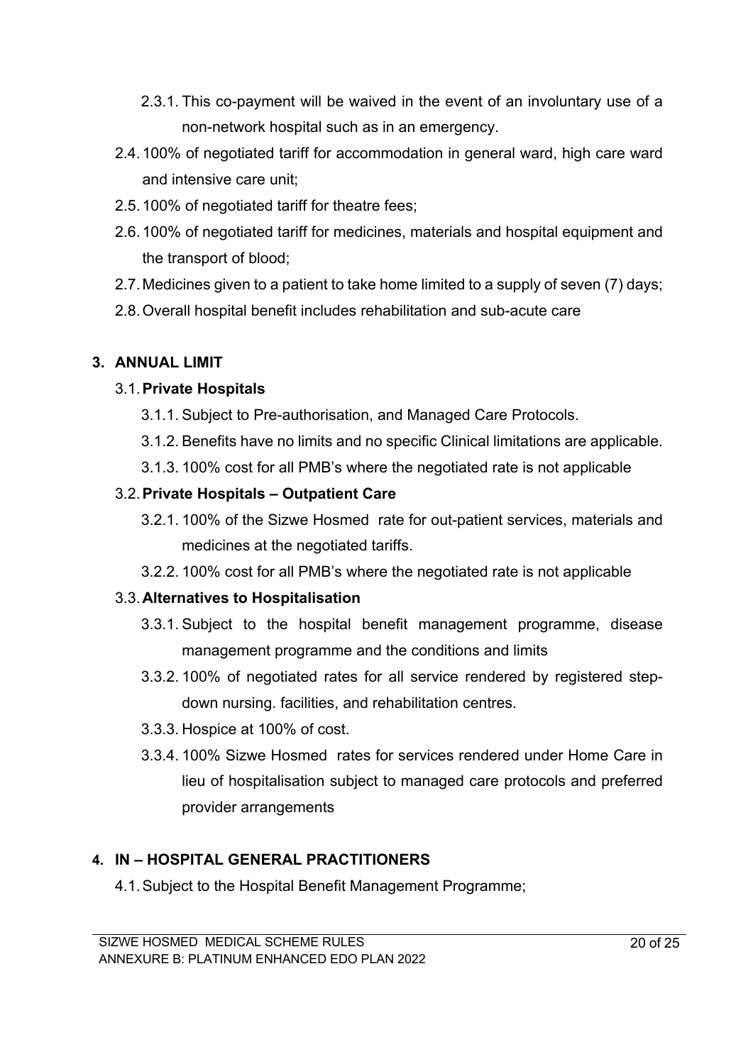- 2.3.1. This co-payment will be waived in the event of an involuntary use of a non-network hospital such as in an emergency.
- 2.4. 100% of negotiated tariff for accommodation in general ward, high care ward and intensive care unit;
- 2.5. 100% of negotiated tariff for theatre fees;
- 2.6. 100% of negotiated tariff for medicines, materials and hospital equipment and the transport of blood;
- 2.7. Medicines given to a patient to take home limited to a supply of seven (7) days;
- 2.8. Overall hospital benefit includes rehabilitation and sub-acute care

## 3. ANNUAL LIMIT

### 3.1. Private Hospitals

- 3.1.1. Subject to Pre-authorisation, and Managed Care Protocols.
- 3.1.2. Benefits have no limits and no specific Clinical limitations are applicable.
- 3.1.3. 100% cost for all PMB's where the negotiated rate is not applicable

### 3.2. Private Hospitals – Outpatient Care

- 3.2.1. 100% of the Sizwe Hosmed rate for out-patient services, materials and medicines at the negotiated tariffs.
- 3.2.2. 100% cost for all PMB's where the negotiated rate is not applicable

### 3.3. Alternatives to Hospitalisation

- 3.3.1. Subject to the hospital benefit management programme, disease management programme and the conditions and limits
- 3.3.2. 100% of negotiated rates for all service rendered by registered step-down nursing. facilities, and rehabilitation centres.
- 3.3.3. Hospice at 100% of cost.
- 3.3.4. 100% Sizwe Hosmed rates for services rendered under Home Care in lieu of hospitalisation subject to managed care protocols and preferred provider arrangements

## 4. IN – HOSPITAL GENERAL PRACTITIONERS

- 4.1. Subject to the Hospital Benefit Management Programme;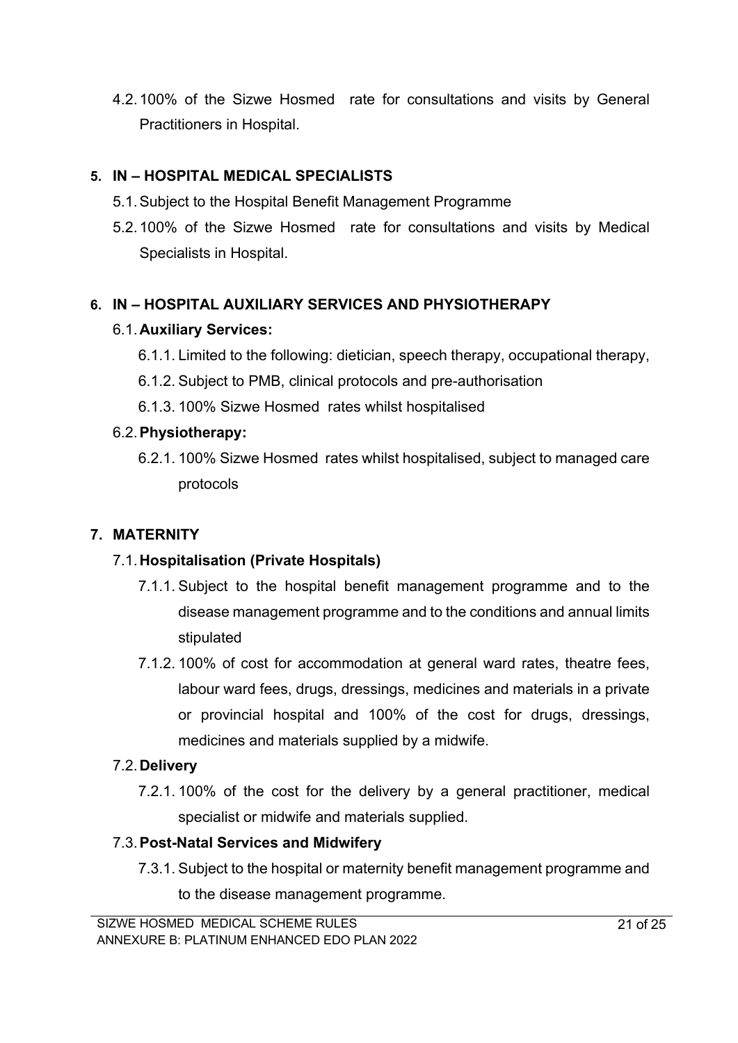4.2. 100% of the Sizwe Hosmed rate for consultations and visits by General Practitioners in Hospital.

## 5. IN – HOSPITAL MEDICAL SPECIALISTS

5.1. Subject to the Hospital Benefit Management Programme

5.2. 100% of the Sizwe Hosmed rate for consultations and visits by Medical Specialists in Hospital.

## 6. IN – HOSPITAL AUXILIARY SERVICES AND PHYSIOTHERAPY

### 6.1. Auxiliary Services:

6.1.1. Limited to the following: dietician, speech therapy, occupational therapy,

6.1.2. Subject to PMB, clinical protocols and pre-authorisation

6.1.3. 100% Sizwe Hosmed rates whilst hospitalised

### 6.2. Physiotherapy:

6.2.1. 100% Sizwe Hosmed rates whilst hospitalised, subject to managed care protocols

## 7. MATERNITY

### 7.1. Hospitalisation (Private Hospitals)

7.1.1. Subject to the hospital benefit management programme and to the disease management programme and to the conditions and annual limits stipulated

7.1.2. 100% of cost for accommodation at general ward rates, theatre fees, labour ward fees, drugs, dressings, medicines and materials in a private or provincial hospital and 100% of the cost for drugs, dressings, medicines and materials supplied by a midwife.

### 7.2. Delivery

7.2.1. 100% of the cost for the delivery by a general practitioner, medical specialist or midwife and materials supplied.

### 7.3. Post-Natal Services and Midwifery

7.3.1. Subject to the hospital or maternity benefit management programme and to the disease management programme.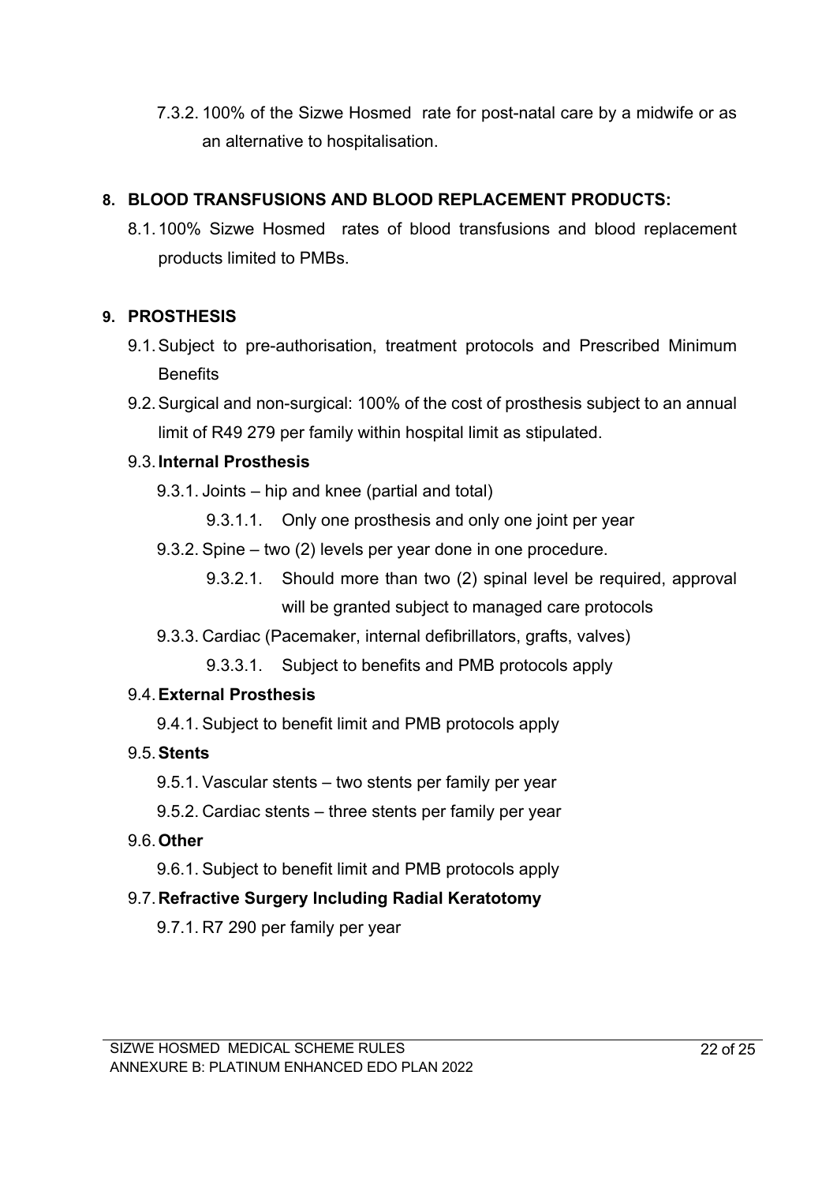7.3.2. 100% of the Sizwe Hosmed rate for post-natal care by a midwife or as an alternative to hospitalisation.

## 8. BLOOD TRANSFUSIONS AND BLOOD REPLACEMENT PRODUCTS:

8.1. 100% Sizwe Hosmed rates of blood transfusions and blood replacement products limited to PMBs.

## 9. PROSTHESIS

9.1. Subject to pre-authorisation, treatment protocols and Prescribed Minimum Benefits

9.2. Surgical and non-surgical: 100% of the cost of prosthesis subject to an annual limit of R49 279 per family within hospital limit as stipulated.

9.3. **Internal Prosthesis**

9.3.1. Joints – hip and knee (partial and total)

9.3.1.1. Only one prosthesis and only one joint per year

9.3.2. Spine – two (2) levels per year done in one procedure.

9.3.2.1. Should more than two (2) spinal level be required, approval will be granted subject to managed care protocols

9.3.3. Cardiac (Pacemaker, internal defibrillators, grafts, valves)

9.3.3.1. Subject to benefits and PMB protocols apply

9.4. **External Prosthesis**

9.4.1. Subject to benefit limit and PMB protocols apply

9.5. **Stents**

9.5.1. Vascular stents – two stents per family per year

9.5.2. Cardiac stents – three stents per family per year

9.6. **Other**

9.6.1. Subject to benefit limit and PMB protocols apply

9.7. **Refractive Surgery Including Radial Keratotomy**

9.7.1. R7 290 per family per year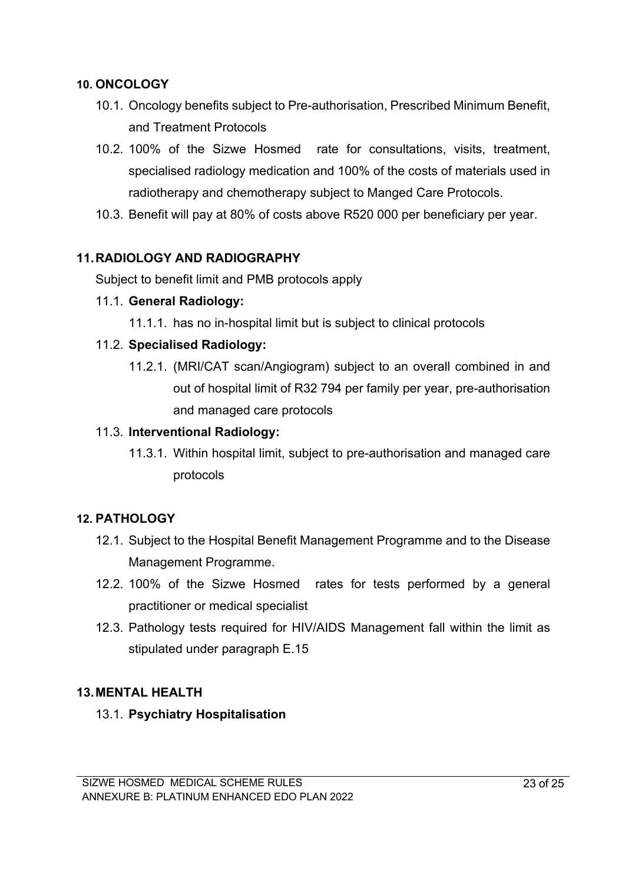## 10. ONCOLOGY

10.1. Oncology benefits subject to Pre-authorisation, Prescribed Minimum Benefit, and Treatment Protocols

10.2. 100% of the Sizwe Hosmed rate for consultations, visits, treatment, specialised radiology medication and 100% of the costs of materials used in radiotherapy and chemotherapy subject to Manged Care Protocols.

10.3. Benefit will pay at 80% of costs above R520 000 per beneficiary per year.

## 11. RADIOLOGY AND RADIOGRAPHY

Subject to benefit limit and PMB protocols apply

11.1. **General Radiology:**

11.1.1. has no in-hospital limit but is subject to clinical protocols

11.2. **Specialised Radiology:**

11.2.1. (MRI/CAT scan/Angiogram) subject to an overall combined in and out of hospital limit of R32 794 per family per year, pre-authorisation and managed care protocols

11.3. **Interventional Radiology:**

11.3.1. Within hospital limit, subject to pre-authorisation and managed care protocols

## 12. PATHOLOGY

12.1. Subject to the Hospital Benefit Management Programme and to the Disease Management Programme.

12.2. 100% of the Sizwe Hosmed rates for tests performed by a general practitioner or medical specialist

12.3. Pathology tests required for HIV/AIDS Management fall within the limit as stipulated under paragraph E.15

## 13. MENTAL HEALTH

13.1. **Psychiatry Hospitalisation**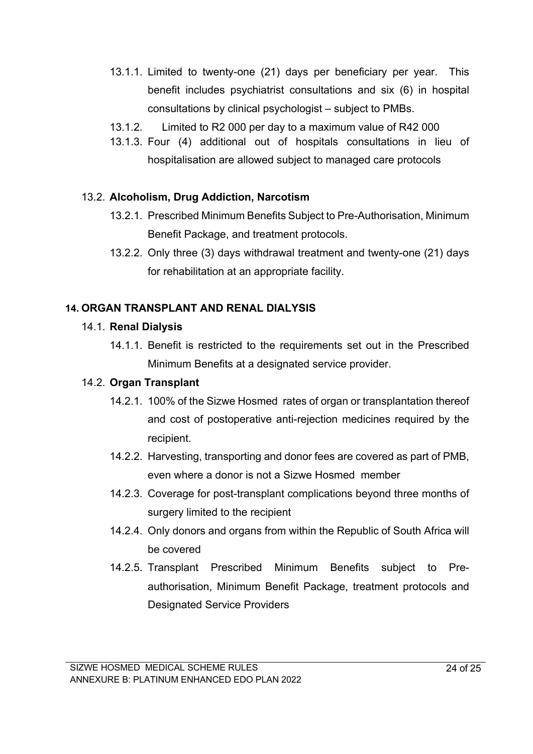13.1.1. Limited to twenty-one (21) days per beneficiary per year. This benefit includes psychiatrist consultations and six (6) in hospital consultations by clinical psychologist – subject to PMBs.

13.1.2. Limited to R2 000 per day to a maximum value of R42 000

13.1.3. Four (4) additional out of hospitals consultations in lieu of hospitalisation are allowed subject to managed care protocols

13.2. **Alcoholism, Drug Addiction, Narcotism**

13.2.1. Prescribed Minimum Benefits Subject to Pre-Authorisation, Minimum Benefit Package, and treatment protocols.

13.2.2. Only three (3) days withdrawal treatment and twenty-one (21) days for rehabilitation at an appropriate facility.

## 14. ORGAN TRANSPLANT AND RENAL DIALYSIS

14.1. **Renal Dialysis**

14.1.1. Benefit is restricted to the requirements set out in the Prescribed Minimum Benefits at a designated service provider.

14.2. **Organ Transplant**

14.2.1. 100% of the Sizwe Hosmed rates of organ or transplantation thereof and cost of postoperative anti-rejection medicines required by the recipient.

14.2.2. Harvesting, transporting and donor fees are covered as part of PMB, even where a donor is not a Sizwe Hosmed member

14.2.3. Coverage for post-transplant complications beyond three months of surgery limited to the recipient

14.2.4. Only donors and organs from within the Republic of South Africa will be covered

14.2.5. Transplant Prescribed Minimum Benefits subject to Pre-authorisation, Minimum Benefit Package, treatment protocols and Designated Service Providers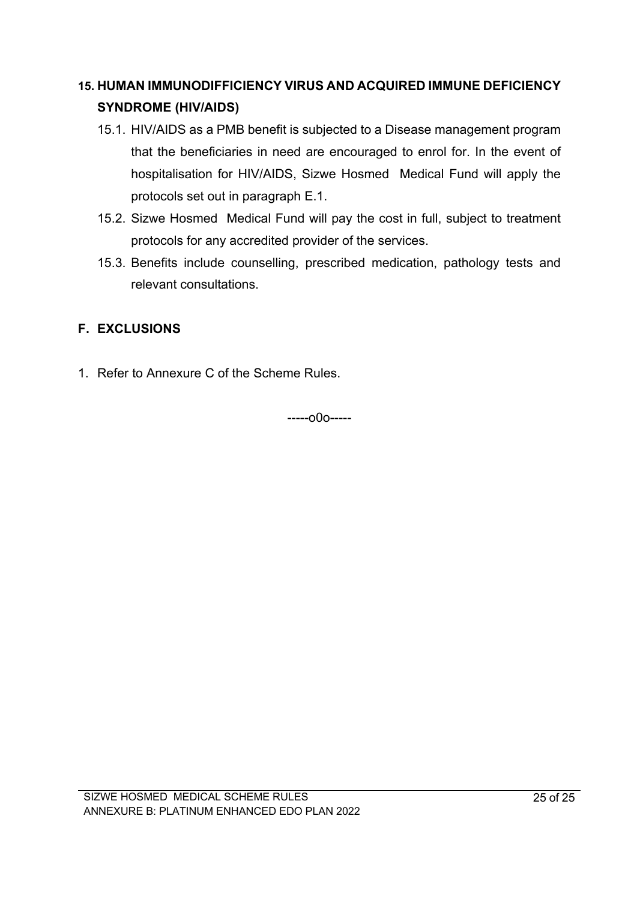## 15. HUMAN IMMUNODIFFICIENCY VIRUS AND ACQUIRED IMMUNE DEFICIENCY SYNDROME (HIV/AIDS)

15.1. HIV/AIDS as a PMB benefit is subjected to a Disease management program that the beneficiaries in need are encouraged to enrol for. In the event of hospitalisation for HIV/AIDS, Sizwe Hosmed Medical Fund will apply the protocols set out in paragraph E.1.

15.2. Sizwe Hosmed Medical Fund will pay the cost in full, subject to treatment protocols for any accredited provider of the services.

15.3. Benefits include counselling, prescribed medication, pathology tests and relevant consultations.

## F. EXCLUSIONS

1. Refer to Annexure C of the Scheme Rules.

-----o0o-----